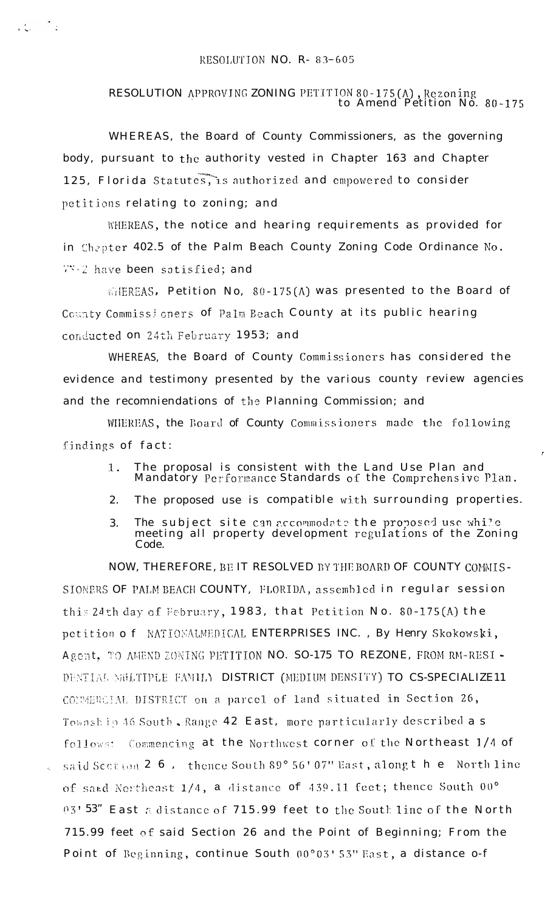RESOLUTION NO. R- 83-605

RESOLUTION APPROVING ZONING PETITION 80-175(A), Rezoning to Amend Petition No. 80-175

WHEREAS, the Board of County Commissioners, as the governing body, pursuant to the authority vested in Chapter 163 and Chapter 125, Florida Statutes, is authorized and empowered to consider petitions relating to zoning; and

WHEREAS, the notice and hearing requirements as provided for in Chapter 402.5 of the Palm Beach County Zoning Code Ordinance No. 73-2 have been satisfied; and

WHEREAS, Petition No, 80-175(A) was presented to the Board of County Commissioners of Palm Beach County at its public hearing conducted on 24th February 1953; and

WHEREAS, the Board of County Commissioners has considered the evidence and testimony presented by the various county review agencies and the recomniendations of the Planning Commission; and

WHEREAS, the Board of County Commissioners made the following findings of fact:

1. The proposal is consistent with the Land Use Plan and Mandatory Performance Standards of the Comprehensive Plan.
2. The proposed use is compatible with surrounding properties.
3. The subject site can accommodate the proposed use while meeting all property development regulations of the Zoning Code.

NOW, THEREFORE, BE IT RESOLVED BY THE BOARD OF COUNTY COMMISSIONERS OF PALM BEACH COUNTY, FLORIDA, assembled in regular session this 24th day of February, 1983, that Petition No. 80-175(A) the petition of NATIONALMEDICAL ENTERPRISES INC. , By Henry Skokowski, Agent, TO AMEND ZONING PETITION NO. SO-175 TO REZONE, FROM RM-RESIDENTIAL MULTIPLE FAMILY DISTRICT (MEDIUM DENSITY) TO CS-SPECIALIZE11 COMMERCIAL DISTRICT on a parcel of land situated in Section 26, Township 46 South, Range 42 East, more particularly described as follows: Commencing at the Northwest corner of the Northeast 1/4 of said Section 2 6 , thence South 89° 56' 07" East, along the North line of said Northeast 1/4, a distance of 439.11 feet; thence South 00° 03' 53" East a distance of 715.99 feet to the South line of the North 715.99 feet of said Section 26 and the Point of Beginning; From the Point of Beginning, continue South 00°03' 53" East, a distance o-f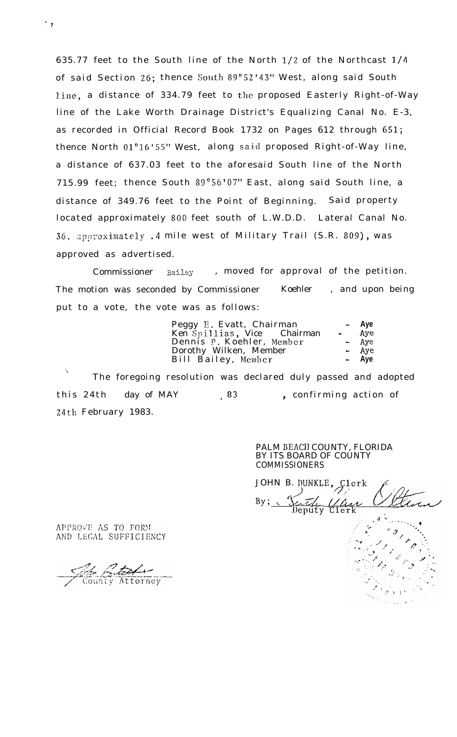635.77 feet to the South line of the North 1/2 of the Northcast 1/4 of said Section 26; thence South 89°52'43" West, along said South line, a distance of 334.79 feet to the proposed Easterly Right-of-Way line of the Lake Worth Drainage District's Equalizing Canal No. E-3, as recorded in Official Record Book 1732 on Pages 612 through 651; thence North 01°16'55" West, along said proposed Right-of-Way line, a distance of 637.03 feet to the aforesaid South line of the North 715.99 feet; thence South 89°56'07" East, along said South line, a distance of 349.76 feet to the Point of Beginning. Said property located approximately 800 feet south of L.W.D.D. Lateral Canal No. 36, approximately .4 mile west of Military Trail (S.R. 809), was approved as advertised.

Commissioner Bailey, moved for approval of the petition. The motion was seconded by Commissioner Koehler, and upon being put to a vote, the vote was as follows:

| | |
|---|---|
| Peggy E. Evatt, Chairman | - Aye |
| Ken Spillias, Vice Chairman | - Aye |
| Dennis P. Koehler, Member | - Aye |
| Dorothy Wilken, Member | - Aye |
| Bill Bailey, Member | - Aye |

The foregoing resolution was declared duly passed and adopted this 24th day of MAY, 83, confirming action of 24th February 1983.

PALM BEACH COUNTY, FLORIDA
BY ITS BOARD OF COUNTY
COMMISSIONERS

JOHN B. DUNKLE, Clerk

By: _______________
Deputy Clerk

APPROVED AS TO FORM
AND LEGAL SUFFICIENCY

_______________
County Attorney